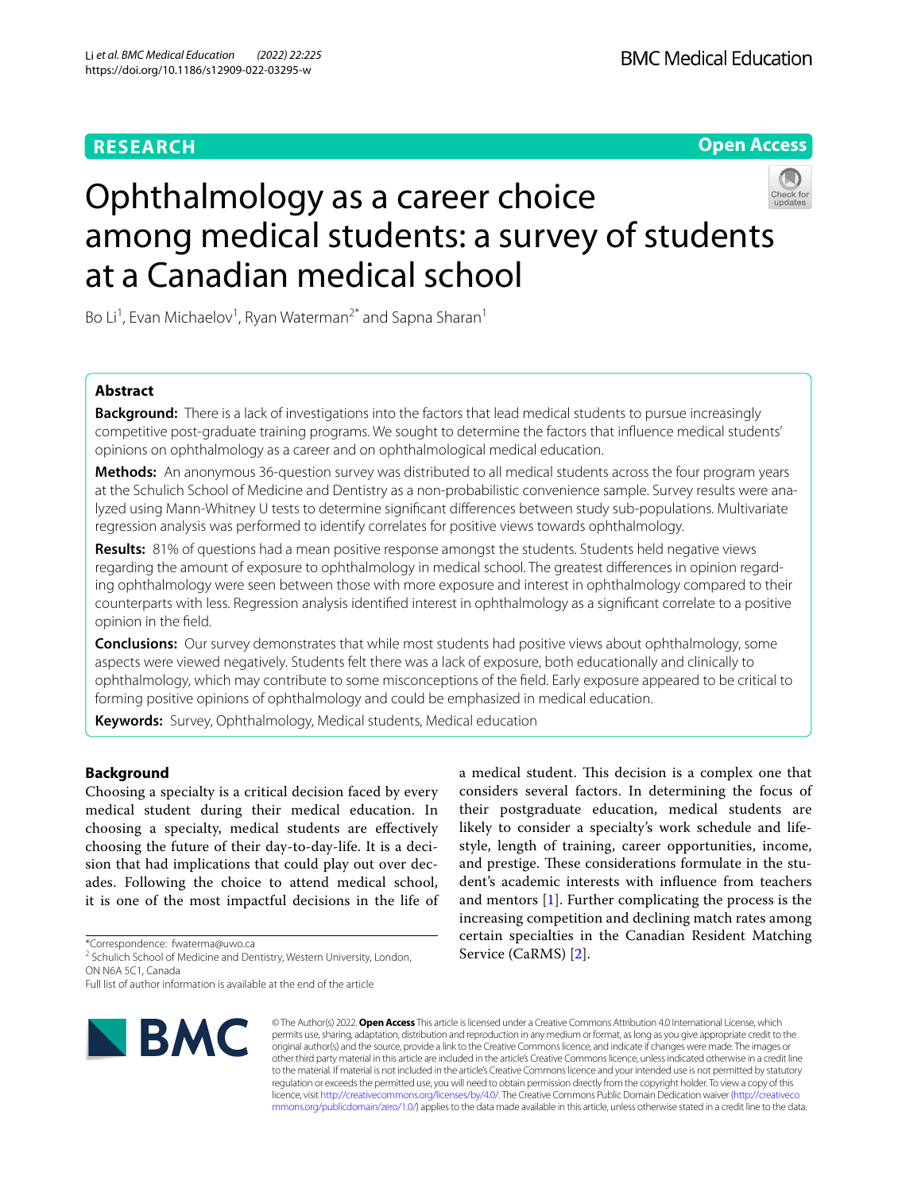RESEARCH

Open Access

# Ophthalmology as a career choice among medical students: a survey of students at a Canadian medical school

Bo Li[1], Evan Michaelov[1], Ryan Waterman[2*] and Sapna Sharan[1]

## Abstract

**Background:** There is a lack of investigations into the factors that lead medical students to pursue increasingly competitive post-graduate training programs. We sought to determine the factors that influence medical students' opinions on ophthalmology as a career and on ophthalmological medical education.

**Methods:** An anonymous 36-question survey was distributed to all medical students across the four program years at the Schulich School of Medicine and Dentistry as a non-probabilistic convenience sample. Survey results were analyzed using Mann-Whitney U tests to determine significant differences between study sub-populations. Multivariate regression analysis was performed to identify correlates for positive views towards ophthalmology.

**Results:** 81% of questions had a mean positive response amongst the students. Students held negative views regarding the amount of exposure to ophthalmology in medical school. The greatest differences in opinion regarding ophthalmology were seen between those with more exposure and interest in ophthalmology compared to their counterparts with less. Regression analysis identified interest in ophthalmology as a significant correlate to a positive opinion in the field.

**Conclusions:** Our survey demonstrates that while most students had positive views about ophthalmology, some aspects were viewed negatively. Students felt there was a lack of exposure, both educationally and clinically to ophthalmology, which may contribute to some misconceptions of the field. Early exposure appeared to be critical to forming positive opinions of ophthalmology and could be emphasized in medical education.

**Keywords:** Survey, Ophthalmology, Medical students, Medical education

## Background

Choosing a specialty is a critical decision faced by every medical student during their medical education. In choosing a specialty, medical students are effectively choosing the future of their day-to-day-life. It is a decision that had implications that could play out over decades. Following the choice to attend medical school, it is one of the most impactful decisions in the life of a medical student. This decision is a complex one that considers several factors. In determining the focus of their postgraduate education, medical students are likely to consider a specialty's work schedule and lifestyle, length of training, career opportunities, income, and prestige. These considerations formulate in the student's academic interests with influence from teachers and mentors [1]. Further complicating the process is the increasing competition and declining match rates among certain specialties in the Canadian Resident Matching Service (CaRMS) [2].

*Correspondence: fwaterma@uwo.ca
[2] Schulich School of Medicine and Dentistry, Western University, London, ON N6A 5C1, Canada
Full list of author information is available at the end of the article

© The Author(s) 2022. **Open Access** This article is licensed under a Creative Commons Attribution 4.0 International License, which permits use, sharing, adaptation, distribution and reproduction in any medium or format, as long as you give appropriate credit to the original author(s) and the source, provide a link to the Creative Commons licence, and indicate if changes were made. The images or other third party material in this article are included in the article's Creative Commons licence, unless indicated otherwise in a credit line to the material. If material is not included in the article's Creative Commons licence and your intended use is not permitted by statutory regulation or exceeds the permitted use, you will need to obtain permission directly from the copyright holder. To view a copy of this licence, visit http://creativecommons.org/licenses/by/4.0/. The Creative Commons Public Domain Dedication waiver (http://creativecommons.org/publicdomain/zero/1.0/) applies to the data made available in this article, unless otherwise stated in a credit line to the data.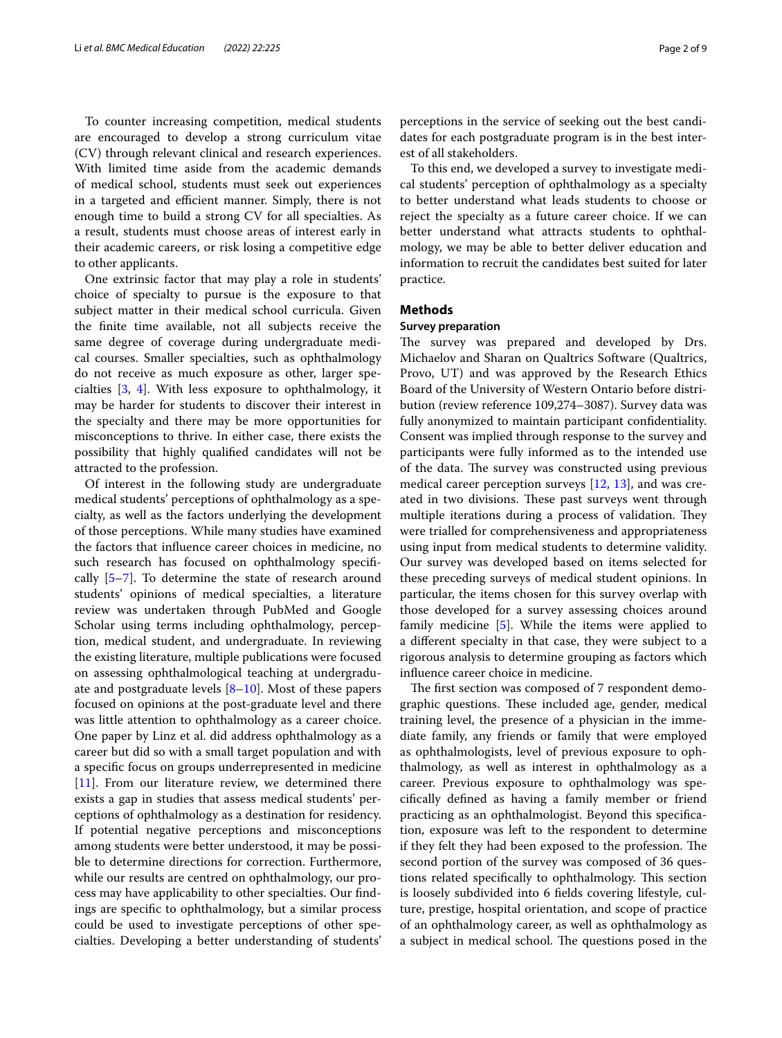To counter increasing competition, medical students are encouraged to develop a strong curriculum vitae (CV) through relevant clinical and research experiences. With limited time aside from the academic demands of medical school, students must seek out experiences in a targeted and efficient manner. Simply, there is not enough time to build a strong CV for all specialties. As a result, students must choose areas of interest early in their academic careers, or risk losing a competitive edge to other applicants.

One extrinsic factor that may play a role in students' choice of specialty to pursue is the exposure to that subject matter in their medical school curricula. Given the finite time available, not all subjects receive the same degree of coverage during undergraduate medical courses. Smaller specialties, such as ophthalmology do not receive as much exposure as other, larger specialties [3, 4]. With less exposure to ophthalmology, it may be harder for students to discover their interest in the specialty and there may be more opportunities for misconceptions to thrive. In either case, there exists the possibility that highly qualified candidates will not be attracted to the profession.

Of interest in the following study are undergraduate medical students' perceptions of ophthalmology as a specialty, as well as the factors underlying the development of those perceptions. While many studies have examined the factors that influence career choices in medicine, no such research has focused on ophthalmology specifically [5–7]. To determine the state of research around students' opinions of medical specialties, a literature review was undertaken through PubMed and Google Scholar using terms including ophthalmology, perception, medical student, and undergraduate. In reviewing the existing literature, multiple publications were focused on assessing ophthalmological teaching at undergraduate and postgraduate levels [8–10]. Most of these papers focused on opinions at the post-graduate level and there was little attention to ophthalmology as a career choice. One paper by Linz et al. did address ophthalmology as a career but did so with a small target population and with a specific focus on groups underrepresented in medicine [11]. From our literature review, we determined there exists a gap in studies that assess medical students' perceptions of ophthalmology as a destination for residency. If potential negative perceptions and misconceptions among students were better understood, it may be possible to determine directions for correction. Furthermore, while our results are centred on ophthalmology, our process may have applicability to other specialties. Our findings are specific to ophthalmology, but a similar process could be used to investigate perceptions of other specialties. Developing a better understanding of students' perceptions in the service of seeking out the best candidates for each postgraduate program is in the best interest of all stakeholders.

To this end, we developed a survey to investigate medical students' perception of ophthalmology as a specialty to better understand what leads students to choose or reject the specialty as a future career choice. If we can better understand what attracts students to ophthalmology, we may be able to better deliver education and information to recruit the candidates best suited for later practice.

## Methods

### Survey preparation

The survey was prepared and developed by Drs. Michaelov and Sharan on Qualtrics Software (Qualtrics, Provo, UT) and was approved by the Research Ethics Board of the University of Western Ontario before distribution (review reference 109,274–3087). Survey data was fully anonymized to maintain participant confidentiality. Consent was implied through response to the survey and participants were fully informed as to the intended use of the data. The survey was constructed using previous medical career perception surveys [12, 13], and was created in two divisions. These past surveys went through multiple iterations during a process of validation. They were trialled for comprehensiveness and appropriateness using input from medical students to determine validity. Our survey was developed based on items selected for these preceding surveys of medical student opinions. In particular, the items chosen for this survey overlap with those developed for a survey assessing choices around family medicine [5]. While the items were applied to a different specialty in that case, they were subject to a rigorous analysis to determine grouping as factors which influence career choice in medicine.

The first section was composed of 7 respondent demographic questions. These included age, gender, medical training level, the presence of a physician in the immediate family, any friends or family that were employed as ophthalmologists, level of previous exposure to ophthalmology, as well as interest in ophthalmology as a career. Previous exposure to ophthalmology was specifically defined as having a family member or friend practicing as an ophthalmologist. Beyond this specification, exposure was left to the respondent to determine if they felt they had been exposed to the profession. The second portion of the survey was composed of 36 questions related specifically to ophthalmology. This section is loosely subdivided into 6 fields covering lifestyle, culture, prestige, hospital orientation, and scope of practice of an ophthalmology career, as well as ophthalmology as a subject in medical school. The questions posed in the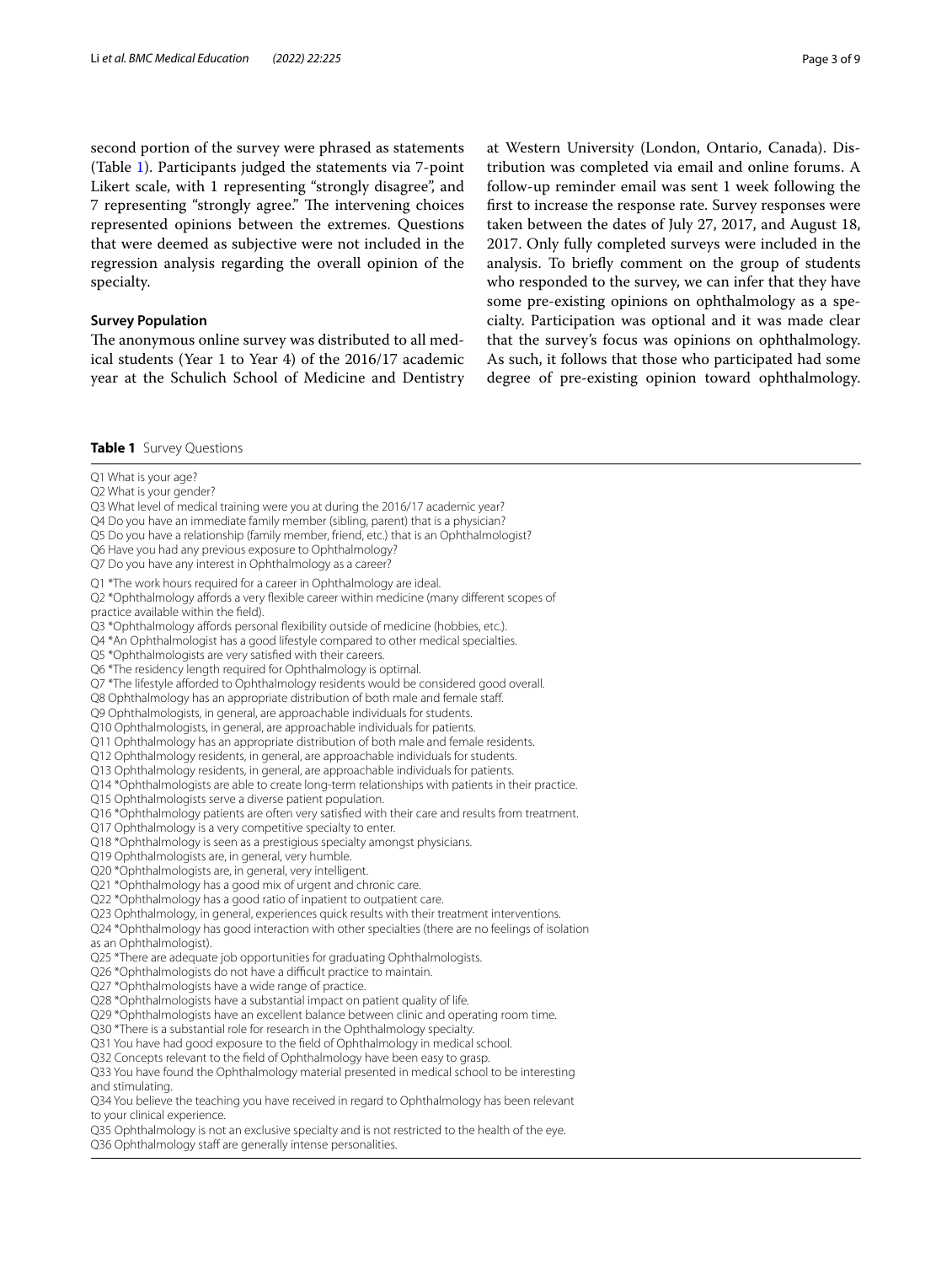second portion of the survey were phrased as statements (Table 1). Participants judged the statements via 7-point Likert scale, with 1 representing "strongly disagree", and 7 representing "strongly agree." The intervening choices represented opinions between the extremes. Questions that were deemed as subjective were not included in the regression analysis regarding the overall opinion of the specialty.

### Survey Population

The anonymous online survey was distributed to all medical students (Year 1 to Year 4) of the 2016/17 academic year at the Schulich School of Medicine and Dentistry at Western University (London, Ontario, Canada). Distribution was completed via email and online forums. A follow-up reminder email was sent 1 week following the first to increase the response rate. Survey responses were taken between the dates of July 27, 2017, and August 18, 2017. Only fully completed surveys were included in the analysis. To briefly comment on the group of students who responded to the survey, we can infer that they have some pre-existing opinions on ophthalmology as a specialty. Participation was optional and it was made clear that the survey's focus was opinions on ophthalmology. As such, it follows that those who participated had some degree of pre-existing opinion toward ophthalmology.

**Table 1** Survey Questions

| |
|---|
| Q1 What is your age? |
| Q2 What is your gender? |
| Q3 What level of medical training were you at during the 2016/17 academic year? |
| Q4 Do you have an immediate family member (sibling, parent) that is a physician? |
| Q5 Do you have a relationship (family member, friend, etc.) that is an Ophthalmologist? |
| Q6 Have you had any previous exposure to Ophthalmology? |
| Q7 Do you have any interest in Ophthalmology as a career? |
| Q1 *The work hours required for a career in Ophthalmology are ideal. |
| Q2 *Ophthalmology affords a very flexible career within medicine (many different scopes of practice available within the field). |
| Q3 *Ophthalmology affords personal flexibility outside of medicine (hobbies, etc.). |
| Q4 *An Ophthalmologist has a good lifestyle compared to other medical specialties. |
| Q5 *Ophthalmologists are very satisfied with their careers. |
| Q6 *The residency length required for Ophthalmology is optimal. |
| Q7 *The lifestyle afforded to Ophthalmology residents would be considered good overall. |
| Q8 Ophthalmology has an appropriate distribution of both male and female staff. |
| Q9 Ophthalmologists, in general, are approachable individuals for students. |
| Q10 Ophthalmologists, in general, are approachable individuals for patients. |
| Q11 Ophthalmology has an appropriate distribution of both male and female residents. |
| Q12 Ophthalmology residents, in general, are approachable individuals for students. |
| Q13 Ophthalmology residents, in general, are approachable individuals for patients. |
| Q14 *Ophthalmologists are able to create long-term relationships with patients in their practice. |
| Q15 Ophthalmologists serve a diverse patient population. |
| Q16 *Ophthalmology patients are often very satisfied with their care and results from treatment. |
| Q17 Ophthalmology is a very competitive specialty to enter. |
| Q18 *Ophthalmology is seen as a prestigious specialty amongst physicians. |
| Q19 Ophthalmologists are, in general, very humble. |
| Q20 *Ophthalmologists are, in general, very intelligent. |
| Q21 *Ophthalmology has a good mix of urgent and chronic care. |
| Q22 *Ophthalmology has a good ratio of inpatient to outpatient care. |
| Q23 Ophthalmology, in general, experiences quick results with their treatment interventions. |
| Q24 *Ophthalmology has good interaction with other specialties (there are no feelings of isolation as an Ophthalmologist). |
| Q25 *There are adequate job opportunities for graduating Ophthalmologists. |
| Q26 *Ophthalmologists do not have a difficult practice to maintain. |
| Q27 *Ophthalmologists have a wide range of practice. |
| Q28 *Ophthalmologists have a substantial impact on patient quality of life. |
| Q29 *Ophthalmologists have an excellent balance between clinic and operating room time. |
| Q30 *There is a substantial role for research in the Ophthalmology specialty. |
| Q31 You have had good exposure to the field of Ophthalmology in medical school. |
| Q32 Concepts relevant to the field of Ophthalmology have been easy to grasp. |
| Q33 You have found the Ophthalmology material presented in medical school to be interesting and stimulating. |
| Q34 You believe the teaching you have received in regard to Ophthalmology has been relevant to your clinical experience. |
| Q35 Ophthalmology is not an exclusive specialty and is not restricted to the health of the eye. |
| Q36 Ophthalmology staff are generally intense personalities. |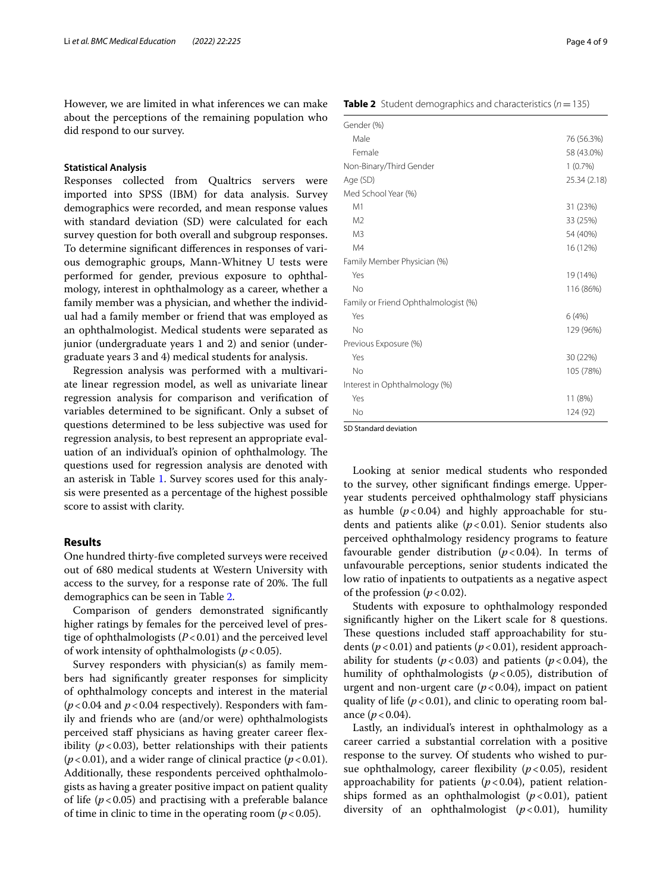However, we are limited in what inferences we can make about the perceptions of the remaining population who did respond to our survey.

### Statistical Analysis

Responses collected from Qualtrics servers were imported into SPSS (IBM) for data analysis. Survey demographics were recorded, and mean response values with standard deviation (SD) were calculated for each survey question for both overall and subgroup responses. To determine significant differences in responses of various demographic groups, Mann-Whitney U tests were performed for gender, previous exposure to ophthalmology, interest in ophthalmology as a career, whether a family member was a physician, and whether the individual had a family member or friend that was employed as an ophthalmologist. Medical students were separated as junior (undergraduate years 1 and 2) and senior (undergraduate years 3 and 4) medical students for analysis.

Regression analysis was performed with a multivariate linear regression model, as well as univariate linear regression analysis for comparison and verification of variables determined to be significant. Only a subset of questions determined to be less subjective was used for regression analysis, to best represent an appropriate evaluation of an individual's opinion of ophthalmology. The questions used for regression analysis are denoted with an asterisk in Table 1. Survey scores used for this analysis were presented as a percentage of the highest possible score to assist with clarity.

## Results

One hundred thirty-five completed surveys were received out of 680 medical students at Western University with access to the survey, for a response rate of 20%. The full demographics can be seen in Table 2.

Comparison of genders demonstrated significantly higher ratings by females for the perceived level of prestige of ophthalmologists ($P < 0.01$) and the perceived level of work intensity of ophthalmologists ($p < 0.05$).

Survey responders with physician(s) as family members had significantly greater responses for simplicity of ophthalmology concepts and interest in the material ($p < 0.04$ and $p < 0.04$ respectively). Responders with family and friends who are (and/or were) ophthalmologists perceived staff physicians as having greater career flexibility ($p < 0.03$), better relationships with their patients ($p < 0.01$), and a wider range of clinical practice ($p < 0.01$). Additionally, these respondents perceived ophthalmologists as having a greater positive impact on patient quality of life ($p < 0.05$) and practising with a preferable balance of time in clinic to time in the operating room ($p < 0.05$).

**Table 2** Student demographics and characteristics ($n = 135$)

| | |
|---|---|
| Gender (%) | |
| Male | 76 (56.3%) |
| Female | 58 (43.0%) |
| Non-Binary/Third Gender | 1 (0.7%) |
| Age (SD) | 25.34 (2.18) |
| Med School Year (%) | |
| M1 | 31 (23%) |
| M2 | 33 (25%) |
| M3 | 54 (40%) |
| M4 | 16 (12%) |
| Family Member Physician (%) | |
| Yes | 19 (14%) |
| No | 116 (86%) |
| Family or Friend Ophthalmologist (%) | |
| Yes | 6 (4%) |
| No | 129 (96%) |
| Previous Exposure (%) | |
| Yes | 30 (22%) |
| No | 105 (78%) |
| Interest in Ophthalmology (%) | |
| Yes | 11 (8%) |
| No | 124 (92) |

SD Standard deviation

Looking at senior medical students who responded to the survey, other significant findings emerge. Upper-year students perceived ophthalmology staff physicians as humble ($p < 0.04$) and highly approachable for students and patients alike ($p < 0.01$). Senior students also perceived ophthalmology residency programs to feature favourable gender distribution ($p < 0.04$). In terms of unfavourable perceptions, senior students indicated the low ratio of inpatients to outpatients as a negative aspect of the profession ($p < 0.02$).

Students with exposure to ophthalmology responded significantly higher on the Likert scale for 8 questions. These questions included staff approachability for students ($p < 0.01$) and patients ($p < 0.01$), resident approachability for students ($p < 0.03$) and patients ($p < 0.04$), the humility of ophthalmologists ($p < 0.05$), distribution of urgent and non-urgent care ($p < 0.04$), impact on patient quality of life ($p < 0.01$), and clinic to operating room balance ($p < 0.04$).

Lastly, an individual's interest in ophthalmology as a career carried a substantial correlation with a positive response to the survey. Of students who wished to pursue ophthalmology, career flexibility ($p < 0.05$), resident approachability for patients ($p < 0.04$), patient relationships formed as an ophthalmologist ($p < 0.01$), patient diversity of an ophthalmologist ($p < 0.01$), humility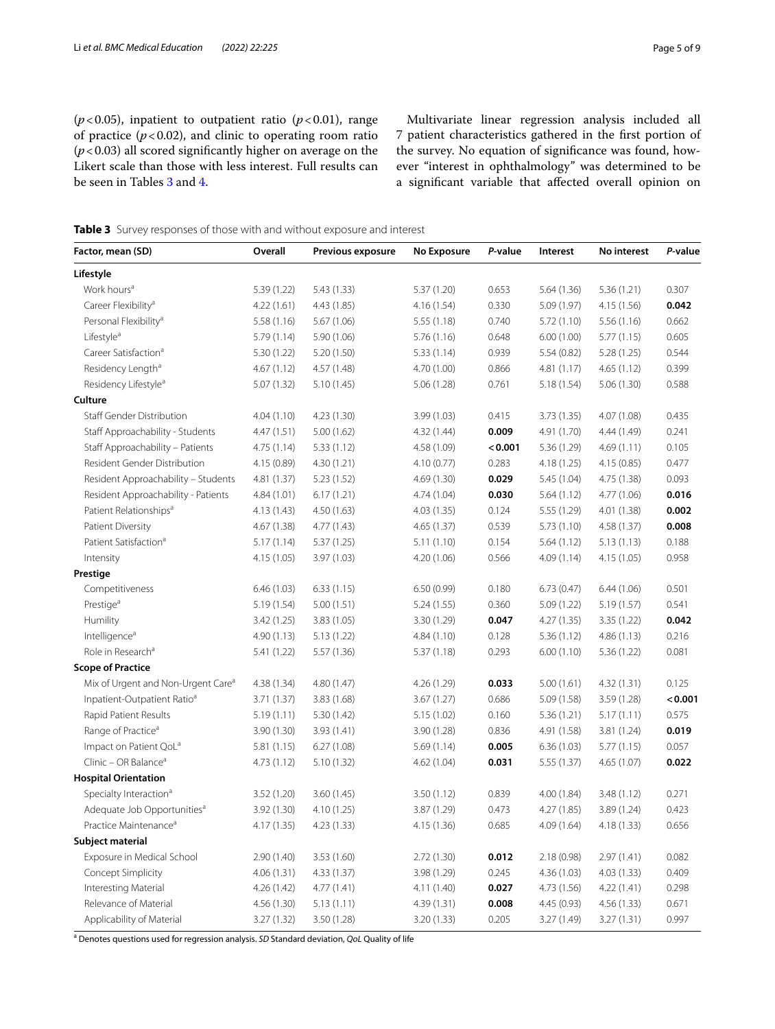($p < 0.05$), inpatient to outpatient ratio ($p < 0.01$), range of practice ($p < 0.02$), and clinic to operating room ratio ($p < 0.03$) all scored significantly higher on average on the Likert scale than those with less interest. Full results can be seen in Tables 3 and 4.

Multivariate linear regression analysis included all 7 patient characteristics gathered in the first portion of the survey. No equation of significance was found, however "interest in ophthalmology" was determined to be a significant variable that affected overall opinion on

**Table 3** Survey responses of those with and without exposure and interest

| Factor, mean (SD) | Overall | Previous exposure | No Exposure | *P*-value | Interest | No interest | *P*-value |
|---|---|---|---|---|---|---|---|
| **Lifestyle** | | | | | | | |
| Work hours[a] | 5.39 (1.22) | 5.43 (1.33) | 5.37 (1.20) | 0.653 | 5.64 (1.36) | 5.36 (1.21) | 0.307 |
| Career Flexibility[a] | 4.22 (1.61) | 4.43 (1.85) | 4.16 (1.54) | 0.330 | 5.09 (1.97) | 4.15 (1.56) | **0.042** |
| Personal Flexibility[a] | 5.58 (1.16) | 5.67 (1.06) | 5.55 (1.18) | 0.740 | 5.72 (1.10) | 5.56 (1.16) | 0.662 |
| Lifestyle[a] | 5.79 (1.14) | 5.90 (1.06) | 5.76 (1.16) | 0.648 | 6.00 (1.00) | 5.77 (1.15) | 0.605 |
| Career Satisfaction[a] | 5.30 (1.22) | 5.20 (1.50) | 5.33 (1.14) | 0.939 | 5.54 (0.82) | 5.28 (1.25) | 0.544 |
| Residency Length[a] | 4.67 (1.12) | 4.57 (1.48) | 4.70 (1.00) | 0.866 | 4.81 (1.17) | 4.65 (1.12) | 0.399 |
| Residency Lifestyle[a] | 5.07 (1.32) | 5.10 (1.45) | 5.06 (1.28) | 0.761 | 5.18 (1.54) | 5.06 (1.30) | 0.588 |
| **Culture** | | | | | | | |
| Staff Gender Distribution | 4.04 (1.10) | 4.23 (1.30) | 3.99 (1.03) | 0.415 | 3.73 (1.35) | 4.07 (1.08) | 0.435 |
| Staff Approachability - Students | 4.47 (1.51) | 5.00 (1.62) | 4.32 (1.44) | **0.009** | 4.91 (1.70) | 4.44 (1.49) | 0.241 |
| Staff Approachability – Patients | 4.75 (1.14) | 5.33 (1.12) | 4.58 (1.09) | **< 0.001** | 5.36 (1.29) | 4.69 (1.11) | 0.105 |
| Resident Gender Distribution | 4.15 (0.89) | 4.30 (1.21) | 4.10 (0.77) | 0.283 | 4.18 (1.25) | 4.15 (0.85) | 0.477 |
| Resident Approachability – Students | 4.81 (1.37) | 5.23 (1.52) | 4.69 (1.30) | **0.029** | 5.45 (1.04) | 4.75 (1.38) | 0.093 |
| Resident Approachability - Patients | 4.84 (1.01) | 6.17 (1.21) | 4.74 (1.04) | **0.030** | 5.64 (1.12) | 4.77 (1.06) | **0.016** |
| Patient Relationships[a] | 4.13 (1.43) | 4.50 (1.63) | 4.03 (1.35) | 0.124 | 5.55 (1.29) | 4.01 (1.38) | **0.002** |
| Patient Diversity | 4.67 (1.38) | 4.77 (1.43) | 4.65 (1.37) | 0.539 | 5.73 (1.10) | 4.58 (1.37) | **0.008** |
| Patient Satisfaction[a] | 5.17 (1.14) | 5.37 (1.25) | 5.11 (1.10) | 0.154 | 5.64 (1.12) | 5.13 (1.13) | 0.188 |
| Intensity | 4.15 (1.05) | 3.97 (1.03) | 4.20 (1.06) | 0.566 | 4.09 (1.14) | 4.15 (1.05) | 0.958 |
| **Prestige** | | | | | | | |
| Competitiveness | 6.46 (1.03) | 6.33 (1.15) | 6.50 (0.99) | 0.180 | 6.73 (0.47) | 6.44 (1.06) | 0.501 |
| Prestige[a] | 5.19 (1.54) | 5.00 (1.51) | 5.24 (1.55) | 0.360 | 5.09 (1.22) | 5.19 (1.57) | 0.541 |
| Humility | 3.42 (1.25) | 3.83 (1.05) | 3.30 (1.29) | **0.047** | 4.27 (1.35) | 3.35 (1.22) | **0.042** |
| Intelligence[a] | 4.90 (1.13) | 5.13 (1.22) | 4.84 (1.10) | 0.128 | 5.36 (1.12) | 4.86 (1.13) | 0.216 |
| Role in Research[a] | 5.41 (1.22) | 5.57 (1.36) | 5.37 (1.18) | 0.293 | 6.00 (1.10) | 5.36 (1.22) | 0.081 |
| **Scope of Practice** | | | | | | | |
| Mix of Urgent and Non-Urgent Care[a] | 4.38 (1.34) | 4.80 (1.47) | 4.26 (1.29) | **0.033** | 5.00 (1.61) | 4.32 (1.31) | 0.125 |
| Inpatient-Outpatient Ratio[a] | 3.71 (1.37) | 3.83 (1.68) | 3.67 (1.27) | 0.686 | 5.09 (1.58) | 3.59 (1.28) | **< 0.001** |
| Rapid Patient Results | 5.19 (1.11) | 5.30 (1.42) | 5.15 (1.02) | 0.160 | 5.36 (1.21) | 5.17 (1.11) | 0.575 |
| Range of Practice[a] | 3.90 (1.30) | 3.93 (1.41) | 3.90 (1.28) | 0.836 | 4.91 (1.58) | 3.81 (1.24) | **0.019** |
| Impact on Patient QoL[a] | 5.81 (1.15) | 6.27 (1.08) | 5.69 (1.14) | **0.005** | 6.36 (1.03) | 5.77 (1.15) | 0.057 |
| Clinic – OR Balance[a] | 4.73 (1.12) | 5.10 (1.32) | 4.62 (1.04) | **0.031** | 5.55 (1.37) | 4.65 (1.07) | **0.022** |
| **Hospital Orientation** | | | | | | | |
| Specialty Interaction[a] | 3.52 (1.20) | 3.60 (1.45) | 3.50 (1.12) | 0.839 | 4.00 (1.84) | 3.48 (1.12) | 0.271 |
| Adequate Job Opportunities[a] | 3.92 (1.30) | 4.10 (1.25) | 3.87 (1.29) | 0.473 | 4.27 (1.85) | 3.89 (1.24) | 0.423 |
| Practice Maintenance[a] | 4.17 (1.35) | 4.23 (1.33) | 4.15 (1.36) | 0.685 | 4.09 (1.64) | 4.18 (1.33) | 0.656 |
| **Subject material** | | | | | | | |
| Exposure in Medical School | 2.90 (1.40) | 3.53 (1.60) | 2.72 (1.30) | **0.012** | 2.18 (0.98) | 2.97 (1.41) | 0.082 |
| Concept Simplicity | 4.06 (1.31) | 4.33 (1.37) | 3.98 (1.29) | 0.245 | 4.36 (1.03) | 4.03 (1.33) | 0.409 |
| Interesting Material | 4.26 (1.42) | 4.77 (1.41) | 4.11 (1.40) | **0.027** | 4.73 (1.56) | 4.22 (1.41) | 0.298 |
| Relevance of Material | 4.56 (1.30) | 5.13 (1.11) | 4.39 (1.31) | **0.008** | 4.45 (0.93) | 4.56 (1.33) | 0.671 |
| Applicability of Material | 3.27 (1.32) | 3.50 (1.28) | 3.20 (1.33) | 0.205 | 3.27 (1.49) | 3.27 (1.31) | 0.997 |

[a] Denotes questions used for regression analysis. *SD* Standard deviation, *QoL* Quality of life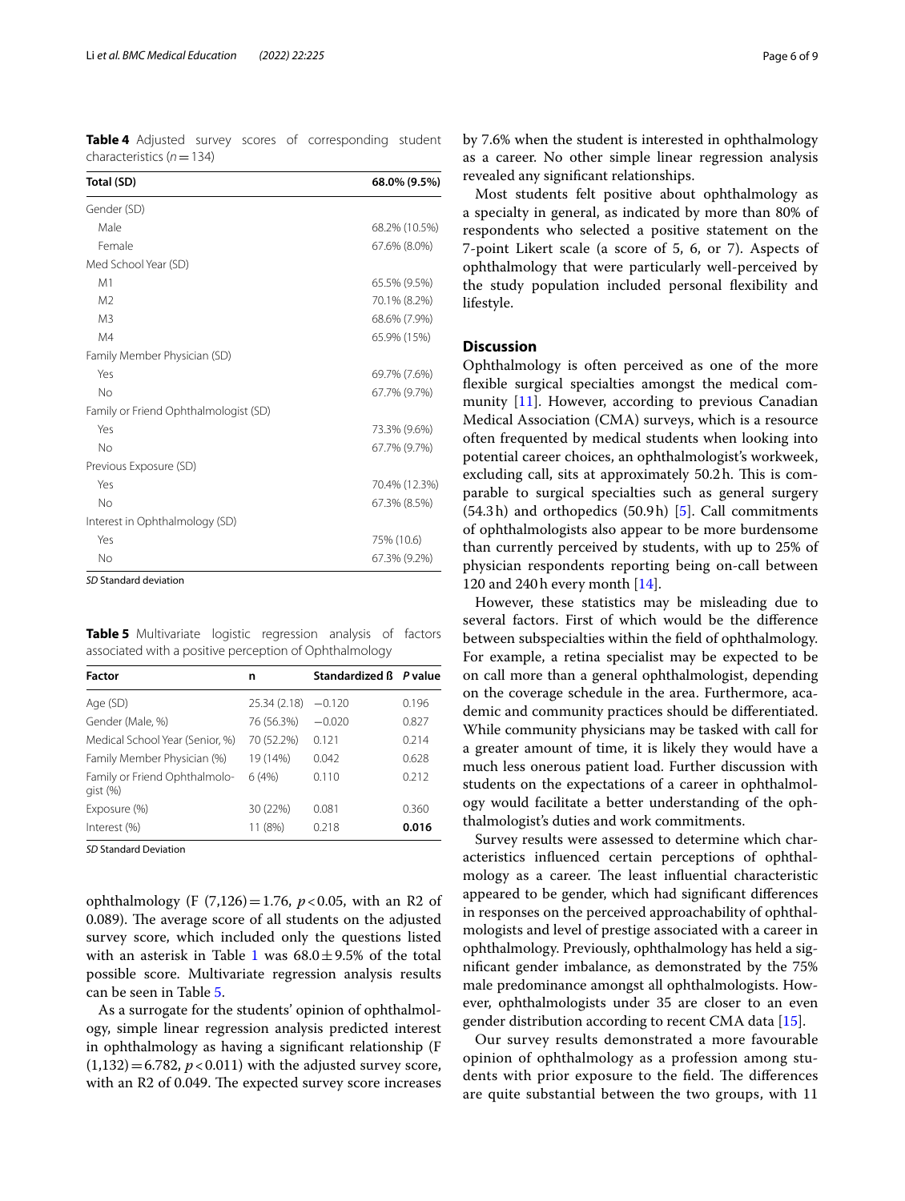**Table 4** Adjusted survey scores of corresponding student characteristics ($n = 134$)

| Total (SD) | 68.0% (9.5%) |
|---|---|
| Gender (SD) | |
| Male | 68.2% (10.5%) |
| Female | 67.6% (8.0%) |
| Med School Year (SD) | |
| M1 | 65.5% (9.5%) |
| M2 | 70.1% (8.2%) |
| M3 | 68.6% (7.9%) |
| M4 | 65.9% (15%) |
| Family Member Physician (SD) | |
| Yes | 69.7% (7.6%) |
| No | 67.7% (9.7%) |
| Family or Friend Ophthalmologist (SD) | |
| Yes | 73.3% (9.6%) |
| No | 67.7% (9.7%) |
| Previous Exposure (SD) | |
| Yes | 70.4% (12.3%) |
| No | 67.3% (8.5%) |
| Interest in Ophthalmology (SD) | |
| Yes | 75% (10.6) |
| No | 67.3% (9.2%) |

*SD* Standard deviation

**Table 5** Multivariate logistic regression analysis of factors associated with a positive perception of Ophthalmology

| Factor | n | Standardized ß | P value |
|---|---|---|---|
| Age (SD) | 25.34 (2.18) | −0.120 | 0.196 |
| Gender (Male, %) | 76 (56.3%) | −0.020 | 0.827 |
| Medical School Year (Senior, %) | 70 (52.2%) | 0.121 | 0.214 |
| Family Member Physician (%) | 19 (14%) | 0.042 | 0.628 |
| Family or Friend Ophthalmologist (%) | 6 (4%) | 0.110 | 0.212 |
| Exposure (%) | 30 (22%) | 0.081 | 0.360 |
| Interest (%) | 11 (8%) | 0.218 | **0.016** |

*SD* Standard Deviation

ophthalmology ($F(7,126) = 1.76$, $p < 0.05$, with an $R^2$ of 0.089). The average score of all students on the adjusted survey score, which included only the questions listed with an asterisk in Table 1 was $68.0 \pm 9.5\%$ of the total possible score. Multivariate regression analysis results can be seen in Table 5.

As a surrogate for the students' opinion of ophthalmology, simple linear regression analysis predicted interest in ophthalmology as having a significant relationship ($F(1,132) = 6.782$, $p < 0.011$) with the adjusted survey score, with an $R^2$ of 0.049. The expected survey score increases by 7.6% when the student is interested in ophthalmology as a career. No other simple linear regression analysis revealed any significant relationships.

Most students felt positive about ophthalmology as a specialty in general, as indicated by more than 80% of respondents who selected a positive statement on the 7-point Likert scale (a score of 5, 6, or 7). Aspects of ophthalmology that were particularly well-perceived by the study population included personal flexibility and lifestyle.

## Discussion

Ophthalmology is often perceived as one of the more flexible surgical specialties amongst the medical community [11]. However, according to previous Canadian Medical Association (CMA) surveys, which is a resource often frequented by medical students when looking into potential career choices, an ophthalmologist's workweek, excluding call, sits at approximately 50.2 h. This is comparable to surgical specialties such as general surgery (54.3 h) and orthopedics (50.9 h) [5]. Call commitments of ophthalmologists also appear to be more burdensome than currently perceived by students, with up to 25% of physician respondents reporting being on-call between 120 and 240 h every month [14].

However, these statistics may be misleading due to several factors. First of which would be the difference between subspecialties within the field of ophthalmology. For example, a retina specialist may be expected to be on call more than a general ophthalmologist, depending on the coverage schedule in the area. Furthermore, academic and community practices should be differentiated. While community physicians may be tasked with call for a greater amount of time, it is likely they would have a much less onerous patient load. Further discussion with students on the expectations of a career in ophthalmology would facilitate a better understanding of the ophthalmologist's duties and work commitments.

Survey results were assessed to determine which characteristics influenced certain perceptions of ophthalmology as a career. The least influential characteristic appeared to be gender, which had significant differences in responses on the perceived approachability of ophthalmologists and level of prestige associated with a career in ophthalmology. Previously, ophthalmology has held a significant gender imbalance, as demonstrated by the 75% male predominance amongst all ophthalmologists. However, ophthalmologists under 35 are closer to an even gender distribution according to recent CMA data [15].

Our survey results demonstrated a more favourable opinion of ophthalmology as a profession among students with prior exposure to the field. The differences are quite substantial between the two groups, with 11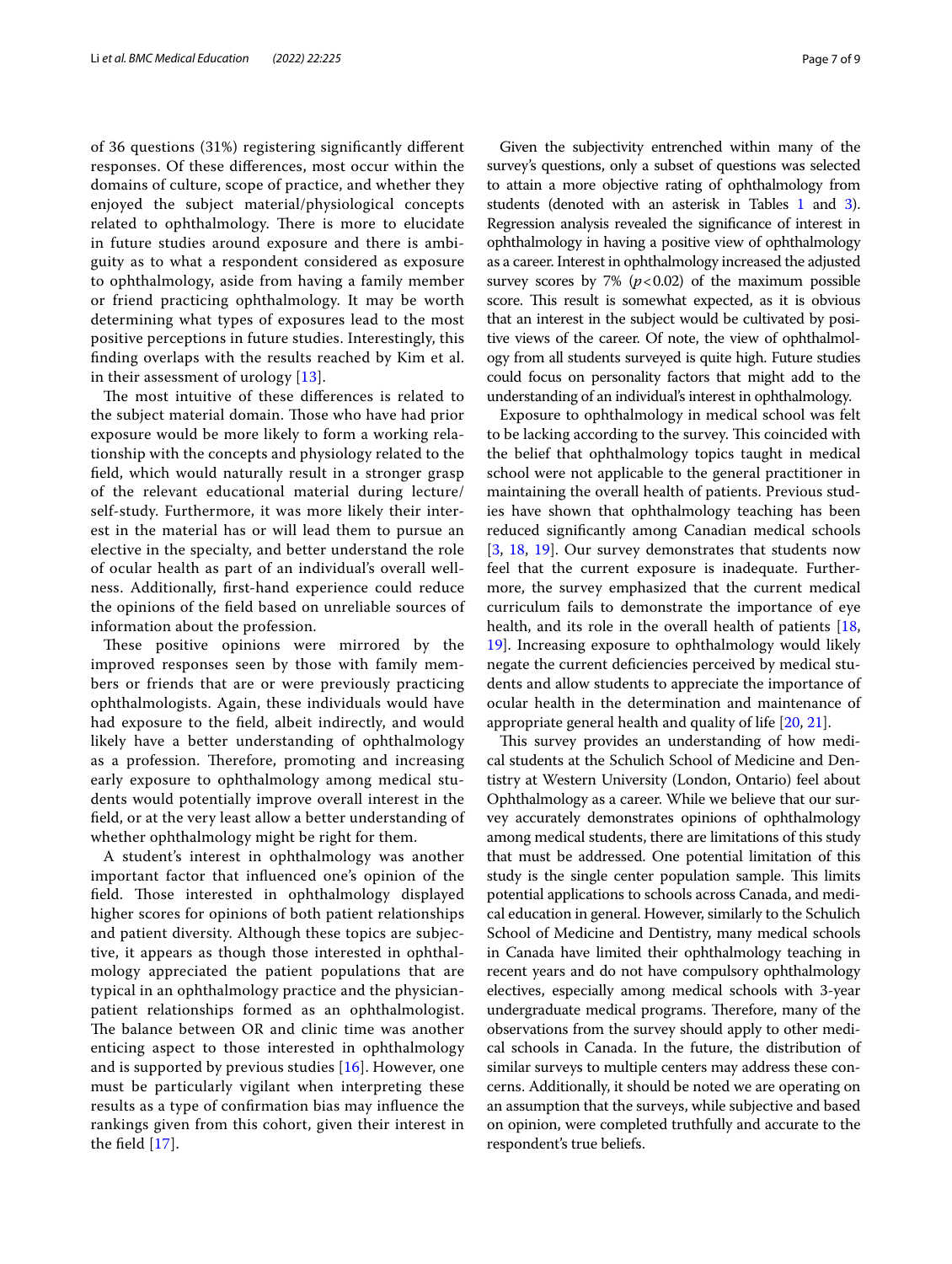of 36 questions (31%) registering significantly different responses. Of these differences, most occur within the domains of culture, scope of practice, and whether they enjoyed the subject material/physiological concepts related to ophthalmology. There is more to elucidate in future studies around exposure and there is ambiguity as to what a respondent considered as exposure to ophthalmology, aside from having a family member or friend practicing ophthalmology. It may be worth determining what types of exposures lead to the most positive perceptions in future studies. Interestingly, this finding overlaps with the results reached by Kim et al. in their assessment of urology [13].

The most intuitive of these differences is related to the subject material domain. Those who have had prior exposure would be more likely to form a working relationship with the concepts and physiology related to the field, which would naturally result in a stronger grasp of the relevant educational material during lecture/self-study. Furthermore, it was more likely their interest in the material has or will lead them to pursue an elective in the specialty, and better understand the role of ocular health as part of an individual's overall wellness. Additionally, first-hand experience could reduce the opinions of the field based on unreliable sources of information about the profession.

These positive opinions were mirrored by the improved responses seen by those with family members or friends that are or were previously practicing ophthalmologists. Again, these individuals would have had exposure to the field, albeit indirectly, and would likely have a better understanding of ophthalmology as a profession. Therefore, promoting and increasing early exposure to ophthalmology among medical students would potentially improve overall interest in the field, or at the very least allow a better understanding of whether ophthalmology might be right for them.

A student's interest in ophthalmology was another important factor that influenced one's opinion of the field. Those interested in ophthalmology displayed higher scores for opinions of both patient relationships and patient diversity. Although these topics are subjective, it appears as though those interested in ophthalmology appreciated the patient populations that are typical in an ophthalmology practice and the physician-patient relationships formed as an ophthalmologist. The balance between OR and clinic time was another enticing aspect to those interested in ophthalmology and is supported by previous studies [16]. However, one must be particularly vigilant when interpreting these results as a type of confirmation bias may influence the rankings given from this cohort, given their interest in the field [17].

Given the subjectivity entrenched within many of the survey's questions, only a subset of questions was selected to attain a more objective rating of ophthalmology from students (denoted with an asterisk in Tables 1 and 3). Regression analysis revealed the significance of interest in ophthalmology in having a positive view of ophthalmology as a career. Interest in ophthalmology increased the adjusted survey scores by 7% ($p<0.02$) of the maximum possible score. This result is somewhat expected, as it is obvious that an interest in the subject would be cultivated by positive views of the career. Of note, the view of ophthalmology from all students surveyed is quite high. Future studies could focus on personality factors that might add to the understanding of an individual's interest in ophthalmology.

Exposure to ophthalmology in medical school was felt to be lacking according to the survey. This coincided with the belief that ophthalmology topics taught in medical school were not applicable to the general practitioner in maintaining the overall health of patients. Previous studies have shown that ophthalmology teaching has been reduced significantly among Canadian medical schools [3, 18, 19]. Our survey demonstrates that students now feel that the current exposure is inadequate. Furthermore, the survey emphasized that the current medical curriculum fails to demonstrate the importance of eye health, and its role in the overall health of patients [18, 19]. Increasing exposure to ophthalmology would likely negate the current deficiencies perceived by medical students and allow students to appreciate the importance of ocular health in the determination and maintenance of appropriate general health and quality of life [20, 21].

This survey provides an understanding of how medical students at the Schulich School of Medicine and Dentistry at Western University (London, Ontario) feel about Ophthalmology as a career. While we believe that our survey accurately demonstrates opinions of ophthalmology among medical students, there are limitations of this study that must be addressed. One potential limitation of this study is the single center population sample. This limits potential applications to schools across Canada, and medical education in general. However, similarly to the Schulich School of Medicine and Dentistry, many medical schools in Canada have limited their ophthalmology teaching in recent years and do not have compulsory ophthalmology electives, especially among medical schools with 3-year undergraduate medical programs. Therefore, many of the observations from the survey should apply to other medical schools in Canada. In the future, the distribution of similar surveys to multiple centers may address these concerns. Additionally, it should be noted we are operating on an assumption that the surveys, while subjective and based on opinion, were completed truthfully and accurate to the respondent's true beliefs.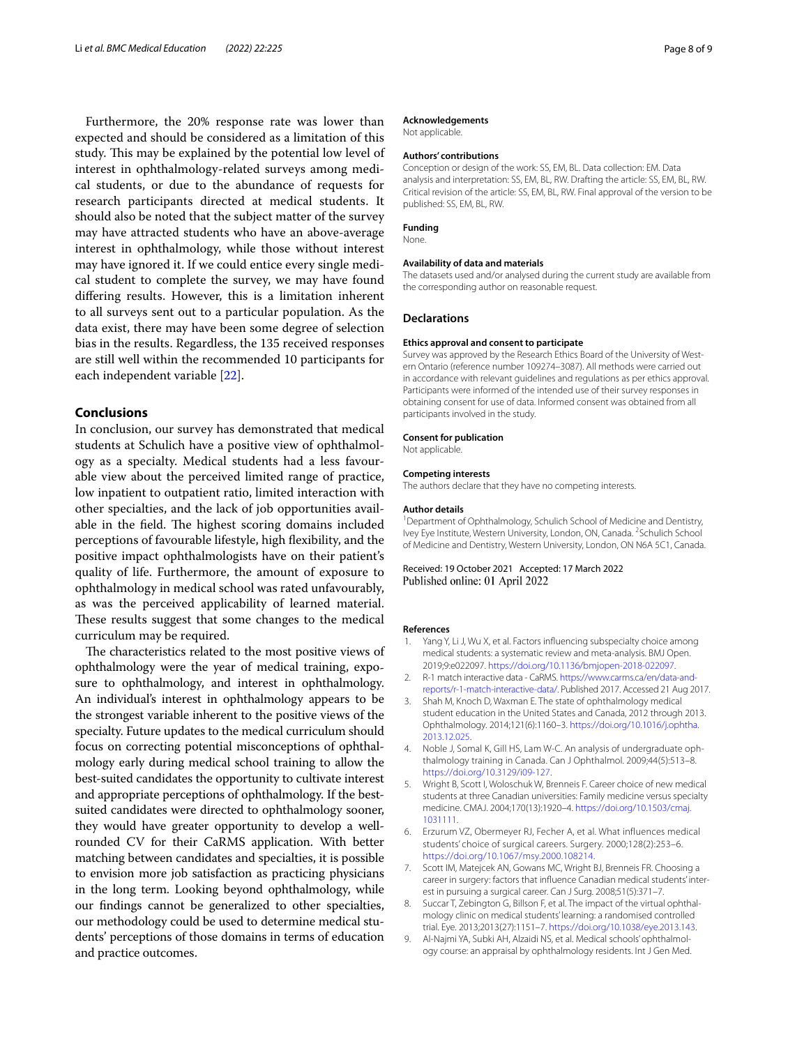Furthermore, the 20% response rate was lower than expected and should be considered as a limitation of this study. This may be explained by the potential low level of interest in ophthalmology-related surveys among medical students, or due to the abundance of requests for research participants directed at medical students. It should also be noted that the subject matter of the survey may have attracted students who have an above-average interest in ophthalmology, while those without interest may have ignored it. If we could entice every single medical student to complete the survey, we may have found differing results. However, this is a limitation inherent to all surveys sent out to a particular population. As the data exist, there may have been some degree of selection bias in the results. Regardless, the 135 received responses are still well within the recommended 10 participants for each independent variable [22].

## Conclusions

In conclusion, our survey has demonstrated that medical students at Schulich have a positive view of ophthalmology as a specialty. Medical students had a less favourable view about the perceived limited range of practice, low inpatient to outpatient ratio, limited interaction with other specialties, and the lack of job opportunities available in the field. The highest scoring domains included perceptions of favourable lifestyle, high flexibility, and the positive impact ophthalmologists have on their patient's quality of life. Furthermore, the amount of exposure to ophthalmology in medical school was rated unfavourably, as was the perceived applicability of learned material. These results suggest that some changes to the medical curriculum may be required.

The characteristics related to the most positive views of ophthalmology were the year of medical training, exposure to ophthalmology, and interest in ophthalmology. An individual's interest in ophthalmology appears to be the strongest variable inherent to the positive views of the specialty. Future updates to the medical curriculum should focus on correcting potential misconceptions of ophthalmology early during medical school training to allow the best-suited candidates the opportunity to cultivate interest and appropriate perceptions of ophthalmology. If the best-suited candidates were directed to ophthalmology sooner, they would have greater opportunity to develop a well-rounded CV for their CaRMS application. With better matching between candidates and specialties, it is possible to envision more job satisfaction as practicing physicians in the long term. Looking beyond ophthalmology, while our findings cannot be generalized to other specialties, our methodology could be used to determine medical students' perceptions of those domains in terms of education and practice outcomes.

#### Acknowledgements

Not applicable.

#### Authors' contributions

Conception or design of the work: SS, EM, BL. Data collection: EM. Data analysis and interpretation: SS, EM, BL, RW. Drafting the article: SS, EM, BL, RW. Critical revision of the article: SS, EM, BL, RW. Final approval of the version to be published: SS, EM, BL, RW.

#### Funding

None.

#### Availability of data and materials

The datasets used and/or analysed during the current study are available from the corresponding author on reasonable request.

### Declarations

#### Ethics approval and consent to participate

Survey was approved by the Research Ethics Board of the University of Western Ontario (reference number 109274–3087). All methods were carried out in accordance with relevant guidelines and regulations as per ethics approval. Participants were informed of the intended use of their survey responses in obtaining consent for use of data. Informed consent was obtained from all participants involved in the study.

#### Consent for publication

Not applicable.

#### Competing interests

The authors declare that they have no competing interests.

#### Author details

[1] Department of Ophthalmology, Schulich School of Medicine and Dentistry, Ivey Eye Institute, Western University, London, ON, Canada. [2] Schulich School of Medicine and Dentistry, Western University, London, ON N6A 5C1, Canada.

Received: 19 October 2021 Accepted: 17 March 2022
Published online: 01 April 2022

#### References

1. Yang Y, Li J, Wu X, et al. Factors influencing subspecialty choice among medical students: a systematic review and meta-analysis. BMJ Open. 2019;9:e022097. https://doi.org/10.1136/bmjopen-2018-022097.
2. R-1 match interactive data - CaRMS. https://www.carms.ca/en/data-and-reports/r-1-match-interactive-data/. Published 2017. Accessed 21 Aug 2017.
3. Shah M, Knoch D, Waxman E. The state of ophthalmology medical student education in the United States and Canada, 2012 through 2013. Ophthalmology. 2014;121(6):1160–3. https://doi.org/10.1016/j.ophtha.2013.12.025.
4. Noble J, Somal K, Gill HS, Lam W-C. An analysis of undergraduate ophthalmology training in Canada. Can J Ophthalmol. 2009;44(5):513–8. https://doi.org/10.3129/i09-127.
5. Wright B, Scott I, Woloschuk W, Brenneis F. Career choice of new medical students at three Canadian universities: Family medicine versus specialty medicine. CMAJ. 2004;170(13):1920–4. https://doi.org/10.1503/cmaj.1031111.
6. Erzurum VZ, Obermeyer RJ, Fecher A, et al. What influences medical students' choice of surgical careers. Surgery. 2000;128(2):253–6. https://doi.org/10.1067/msy.2000.108214.
7. Scott IM, Matejcek AN, Gowans MC, Wright BJ, Brenneis FR. Choosing a career in surgery: factors that influence Canadian medical students' interest in pursuing a surgical career. Can J Surg. 2008;51(5):371–7.
8. Succar T, Zebington G, Billson F, et al. The impact of the virtual ophthalmology clinic on medical students' learning: a randomised controlled trial. Eye. 2013;2013(27):1151–7. https://doi.org/10.1038/eye.2013.143.
9. Al-Najmi YA, Subki AH, Alzaidi NS, et al. Medical schools' ophthalmology course: an appraisal by ophthalmology residents. Int J Gen Med.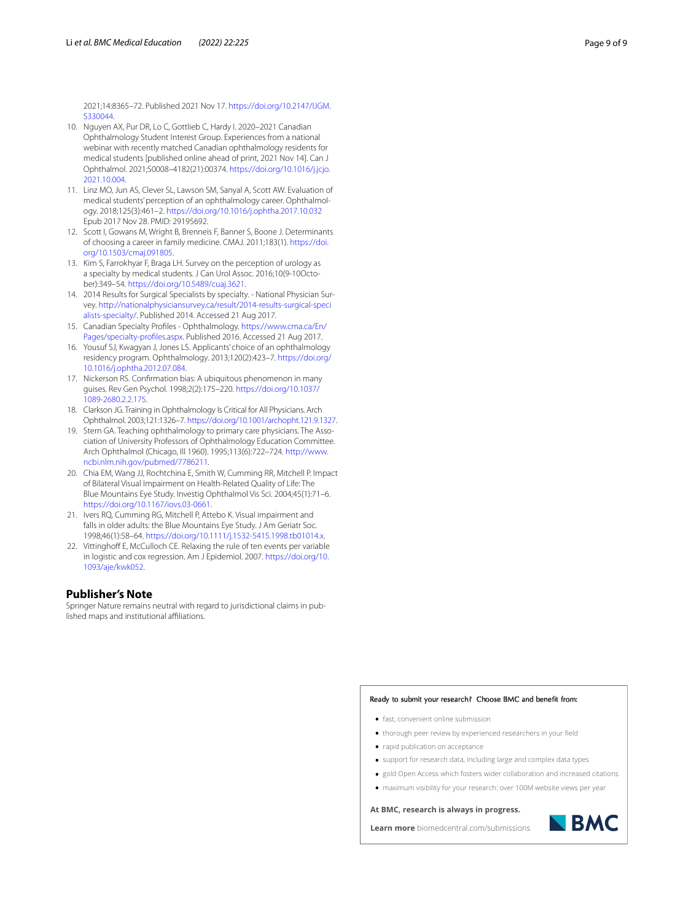2021;14:8365–72. Published 2021 Nov 17. https://doi.org/10.2147/IJGM.S330044.

10. Nguyen AX, Pur DR, Lo C, Gottlieb C, Hardy I. 2020–2021 Canadian Ophthalmology Student Interest Group. Experiences from a national webinar with recently matched Canadian ophthalmology residents for medical students [published online ahead of print, 2021 Nov 14]. Can J Ophthalmol. 2021;S0008–4182(21):00374. https://doi.org/10.1016/j.jcjo.2021.10.004.
11. Linz MO, Jun AS, Clever SL, Lawson SM, Sanyal A, Scott AW. Evaluation of medical students' perception of an ophthalmology career. Ophthalmology. 2018;125(3):461–2. https://doi.org/10.1016/j.ophtha.2017.10.032 Epub 2017 Nov 28. PMID: 29195692.
12. Scott I, Gowans M, Wright B, Brenneis F, Banner S, Boone J. Determinants of choosing a career in family medicine. CMAJ. 2011;183(1). https://doi.org/10.1503/cmaj.091805.
13. Kim S, Farrokhyar F, Braga LH. Survey on the perception of urology as a specialty by medical students. J Can Urol Assoc. 2016;10(9-10October):349–54. https://doi.org/10.5489/cuaj.3621.
14. 2014 Results for Surgical Specialists by specialty. - National Physician Survey. http://nationalphysiciansurvey.ca/result/2014-results-surgical-specialists-specialty/. Published 2014. Accessed 21 Aug 2017.
15. Canadian Specialty Profiles - Ophthalmology. https://www.cma.ca/En/Pages/specialty-profiles.aspx. Published 2016. Accessed 21 Aug 2017.
16. Yousuf SJ, Kwagyan J, Jones LS. Applicants' choice of an ophthalmology residency program. Ophthalmology. 2013;120(2):423–7. https://doi.org/10.1016/j.ophtha.2012.07.084.
17. Nickerson RS. Confirmation bias: A ubiquitous phenomenon in many guises. Rev Gen Psychol. 1998;2(2):175–220. https://doi.org/10.1037/1089-2680.2.2.175.
18. Clarkson JG. Training in Ophthalmology Is Critical for All Physicians. Arch Ophthalmol. 2003;121:1326–7. https://doi.org/10.1001/archopht.121.9.1327.
19. Stern GA. Teaching ophthalmology to primary care physicians. The Association of University Professors of Ophthalmology Education Committee. Arch Ophthalmol (Chicago, Ill 1960). 1995;113(6):722–724. http://www.ncbi.nlm.nih.gov/pubmed/7786211.
20. Chia EM, Wang JJ, Rochtchina E, Smith W, Cumming RR, Mitchell P. Impact of Bilateral Visual Impairment on Health-Related Quality of Life: The Blue Mountains Eye Study. Investig Ophthalmol Vis Sci. 2004;45(1):71–6. https://doi.org/10.1167/iovs.03-0661.
21. Ivers RQ, Cumming RG, Mitchell P, Attebo K. Visual impairment and falls in older adults: the Blue Mountains Eye Study. J Am Geriatr Soc. 1998;46(1):58–64. https://doi.org/10.1111/j.1532-5415.1998.tb01014.x.
22. Vittinghoff E, McCulloch CE. Relaxing the rule of ten events per variable in logistic and cox regression. Am J Epidemiol. 2007. https://doi.org/10.1093/aje/kwk052.

## Publisher's Note

Springer Nature remains neutral with regard to jurisdictional claims in published maps and institutional affiliations.

Ready to submit your research? Choose BMC and benefit from:

- fast, convenient online submission
- thorough peer review by experienced researchers in your field
- rapid publication on acceptance
- support for research data, including large and complex data types
- gold Open Access which fosters wider collaboration and increased citations
- maximum visibility for your research: over 100M website views per year

**At BMC, research is always in progress.**

**Learn more** biomedcentral.com/submissions

BMC